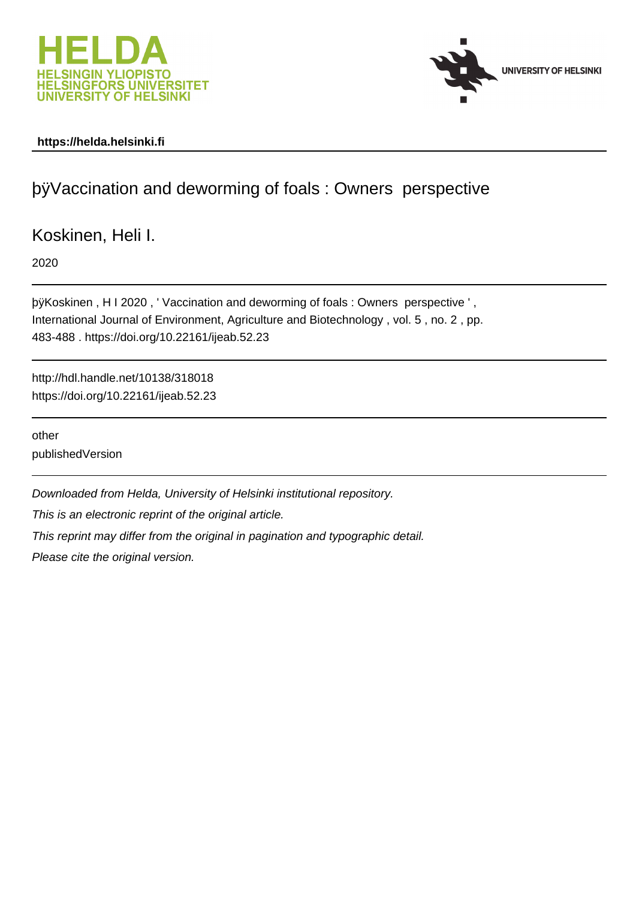https://helda.helsinki.fi

# þÿVaccination and deworming of foals : Owners perspective

Koskinen, Heli I.

2020

þÿKoskinen , H I 2020 , ' Vaccination and deworming of foals : Owners perspective ' , International Journal of Environment, Agriculture and Biotechnology , vol. 5 , no. 2 , pp. 483-488 . https://doi.org/10.22161/ijeab.52.23

http://hdl.handle.net/10138/318018
https://doi.org/10.22161/ijeab.52.23

other
publishedVersion

*Downloaded from Helda, University of Helsinki institutional repository.*

*This is an electronic reprint of the original article.*

*This reprint may differ from the original in pagination and typographic detail.*

*Please cite the original version.*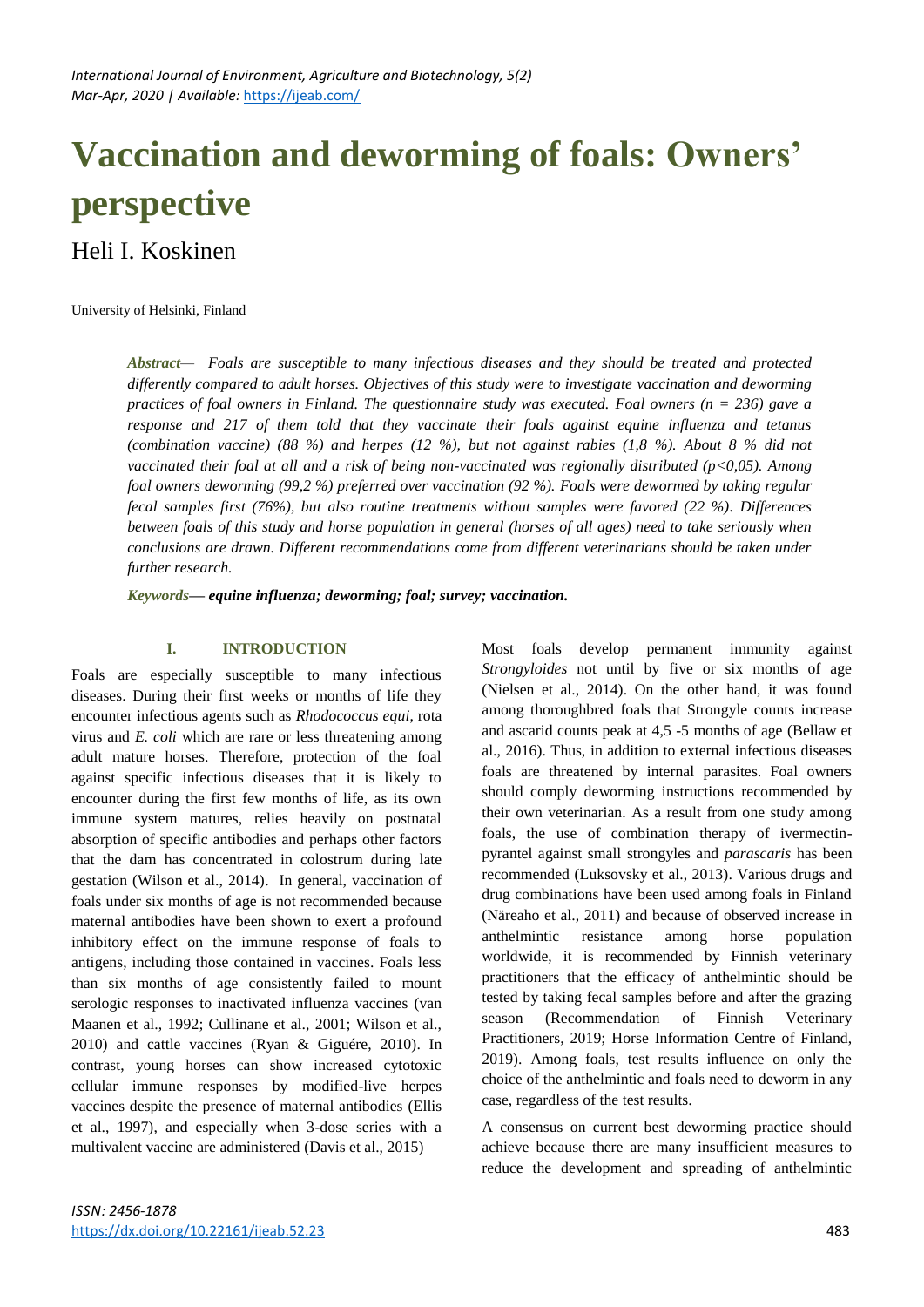# Vaccination and deworming of foals: Owners' perspective

Heli I. Koskinen

University of Helsinki, Finland

***Abstract*— *Foals are susceptible to many infectious diseases and they should be treated and protected differently compared to adult horses. Objectives of this study were to investigate vaccination and deworming practices of foal owners in Finland. The questionnaire study was executed. Foal owners (n = 236) gave a response and 217 of them told that they vaccinate their foals against equine influenza and tetanus (combination vaccine) (88 %) and herpes (12 %), but not against rabies (1,8 %). About 8 % did not vaccinated their foal at all and a risk of being non-vaccinated was regionally distributed (p<0,05). Among foal owners deworming (99,2 %) preferred over vaccination (92 %). Foals were dewormed by taking regular fecal samples first (76%), but also routine treatments without samples were favored (22 %). Differences between foals of this study and horse population in general (horses of all ages) need to take seriously when conclusions are drawn. Different recommendations come from different veterinarians should be taken under further research.***

***Keywords*— *equine influenza; deworming; foal; survey; vaccination.***

## I. INTRODUCTION

Foals are especially susceptible to many infectious diseases. During their first weeks or months of life they encounter infectious agents such as *Rhodococcus equi*, rota virus and *E. coli* which are rare or less threatening among adult mature horses. Therefore, protection of the foal against specific infectious diseases that it is likely to encounter during the first few months of life, as its own immune system matures, relies heavily on postnatal absorption of specific antibodies and perhaps other factors that the dam has concentrated in colostrum during late gestation (Wilson et al., 2014). In general, vaccination of foals under six months of age is not recommended because maternal antibodies have been shown to exert a profound inhibitory effect on the immune response of foals to antigens, including those contained in vaccines. Foals less than six months of age consistently failed to mount serologic responses to inactivated influenza vaccines (van Maanen et al., 1992; Cullinane et al., 2001; Wilson et al., 2010) and cattle vaccines (Ryan & Giguére, 2010). In contrast, young horses can show increased cytotoxic cellular immune responses by modified-live herpes vaccines despite the presence of maternal antibodies (Ellis et al., 1997), and especially when 3-dose series with a multivalent vaccine are administered (Davis et al., 2015)

Most foals develop permanent immunity against *Strongyloides* not until by five or six months of age (Nielsen et al., 2014). On the other hand, it was found among thoroughbred foals that Strongyle counts increase and ascarid counts peak at 4,5 -5 months of age (Bellaw et al., 2016). Thus, in addition to external infectious diseases foals are threatened by internal parasites. Foal owners should comply deworming instructions recommended by their own veterinarian. As a result from one study among foals, the use of combination therapy of ivermectin-pyrantel against small strongyles and *parascaris* has been recommended (Luksovsky et al., 2013). Various drugs and drug combinations have been used among foals in Finland (Näreaho et al., 2011) and because of observed increase in anthelmintic resistance among horse population worldwide, it is recommended by Finnish veterinary practitioners that the efficacy of anthelmintic should be tested by taking fecal samples before and after the grazing season (Recommendation of Finnish Veterinary Practitioners, 2019; Horse Information Centre of Finland, 2019). Among foals, test results influence on only the choice of the anthelmintic and foals need to deworm in any case, regardless of the test results.

A consensus on current best deworming practice should achieve because there are many insufficient measures to reduce the development and spreading of anthelmintic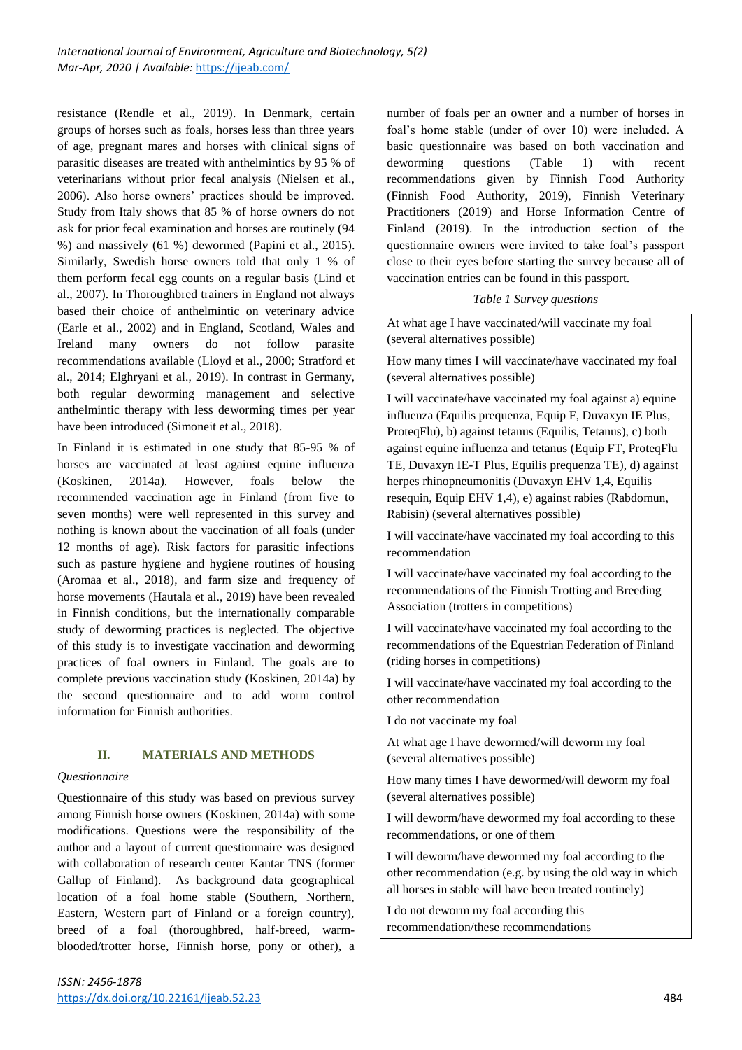resistance (Rendle et al., 2019). In Denmark, certain groups of horses such as foals, horses less than three years of age, pregnant mares and horses with clinical signs of parasitic diseases are treated with anthelmintics by 95 % of veterinarians without prior fecal analysis (Nielsen et al., 2006). Also horse owners' practices should be improved. Study from Italy shows that 85 % of horse owners do not ask for prior fecal examination and horses are routinely (94 %) and massively (61 %) dewormed (Papini et al., 2015). Similarly, Swedish horse owners told that only 1 % of them perform fecal egg counts on a regular basis (Lind et al., 2007). In Thoroughbred trainers in England not always based their choice of anthelmintic on veterinary advice (Earle et al., 2002) and in England, Scotland, Wales and Ireland many owners do not follow parasite recommendations available (Lloyd et al., 2000; Stratford et al., 2014; Elghryani et al., 2019). In contrast in Germany, both regular deworming management and selective anthelmintic therapy with less deworming times per year have been introduced (Simoneit et al., 2018).

In Finland it is estimated in one study that 85-95 % of horses are vaccinated at least against equine influenza (Koskinen, 2014a). However, foals below the recommended vaccination age in Finland (from five to seven months) were well represented in this survey and nothing is known about the vaccination of all foals (under 12 months of age). Risk factors for parasitic infections such as pasture hygiene and hygiene routines of housing (Aromaa et al., 2018), and farm size and frequency of horse movements (Hautala et al., 2019) have been revealed in Finnish conditions, but the internationally comparable study of deworming practices is neglected. The objective of this study is to investigate vaccination and deworming practices of foal owners in Finland. The goals are to complete previous vaccination study (Koskinen, 2014a) by the second questionnaire and to add worm control information for Finnish authorities.

## II. MATERIALS AND METHODS

*Questionnaire*

Questionnaire of this study was based on previous survey among Finnish horse owners (Koskinen, 2014a) with some modifications. Questions were the responsibility of the author and a layout of current questionnaire was designed with collaboration of research center Kantar TNS (former Gallup of Finland). As background data geographical location of a foal home stable (Southern, Northern, Eastern, Western part of Finland or a foreign country), breed of a foal (thoroughbred, half-breed, warm-blooded/trotter horse, Finnish horse, pony or other), a number of foals per an owner and a number of horses in foal's home stable (under of over 10) were included. A basic questionnaire was based on both vaccination and deworming questions (Table 1) with recent recommendations given by Finnish Food Authority (Finnish Food Authority, 2019), Finnish Veterinary Practitioners (2019) and Horse Information Centre of Finland (2019). In the introduction section of the questionnaire owners were invited to take foal's passport close to their eyes before starting the survey because all of vaccination entries can be found in this passport.

*Table 1 Survey questions*

| Survey questions |
|---|
| At what age I have vaccinated/will vaccinate my foal (several alternatives possible) |
| How many times I will vaccinate/have vaccinated my foal (several alternatives possible) |
| I will vaccinate/have vaccinated my foal against a) equine influenza (Equilis prequenza, Equip F, Duvaxyn IE Plus, ProteqFlu), b) against tetanus (Equilis, Tetanus), c) both against equine influenza and tetanus (Equip FT, ProteqFlu TE, Duvaxyn IE-T Plus, Equilis prequenza TE), d) against herpes rhinopneumonitis (Duvaxyn EHV 1,4, Equilis resequin, Equip EHV 1,4), e) against rabies (Rabdomun, Rabisin) (several alternatives possible) |
| I will vaccinate/have vaccinated my foal according to this recommendation |
| I will vaccinate/have vaccinated my foal according to the recommendations of the Finnish Trotting and Breeding Association (trotters in competitions) |
| I will vaccinate/have vaccinated my foal according to the recommendations of the Equestrian Federation of Finland (riding horses in competitions) |
| I will vaccinate/have vaccinated my foal according to the other recommendation |
| I do not vaccinate my foal |
| At what age I have dewormed/will deworm my foal (several alternatives possible) |
| How many times I have dewormed/will deworm my foal (several alternatives possible) |
| I will deworm/have dewormed my foal according to these recommendations, or one of them |
| I will deworm/have dewormed my foal according to the other recommendation (e.g. by using the old way in which all horses in stable will have been treated routinely) |
| I do not deworm my foal according this recommendation/these recommendations |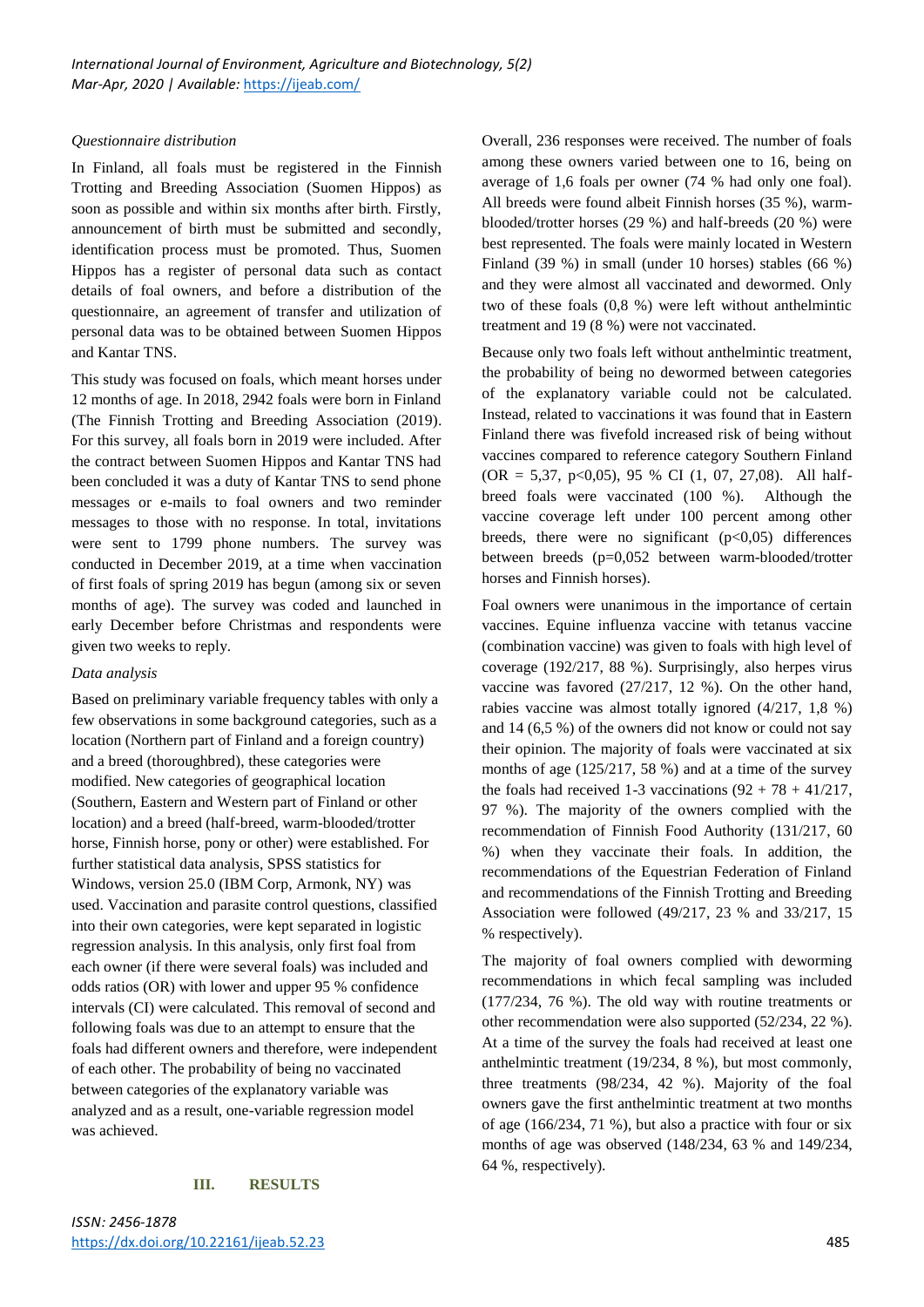*Questionnaire distribution*

In Finland, all foals must be registered in the Finnish Trotting and Breeding Association (Suomen Hippos) as soon as possible and within six months after birth. Firstly, announcement of birth must be submitted and secondly, identification process must be promoted. Thus, Suomen Hippos has a register of personal data such as contact details of foal owners, and before a distribution of the questionnaire, an agreement of transfer and utilization of personal data was to be obtained between Suomen Hippos and Kantar TNS.

This study was focused on foals, which meant horses under 12 months of age. In 2018, 2942 foals were born in Finland (The Finnish Trotting and Breeding Association (2019). For this survey, all foals born in 2019 were included. After the contract between Suomen Hippos and Kantar TNS had been concluded it was a duty of Kantar TNS to send phone messages or e-mails to foal owners and two reminder messages to those with no response. In total, invitations were sent to 1799 phone numbers. The survey was conducted in December 2019, at a time when vaccination of first foals of spring 2019 has begun (among six or seven months of age). The survey was coded and launched in early December before Christmas and respondents were given two weeks to reply.

*Data analysis*

Based on preliminary variable frequency tables with only a few observations in some background categories, such as a location (Northern part of Finland and a foreign country) and a breed (thoroughbred), these categories were modified. New categories of geographical location (Southern, Eastern and Western part of Finland or other location) and a breed (half-breed, warm-blooded/trotter horse, Finnish horse, pony or other) were established. For further statistical data analysis, SPSS statistics for Windows, version 25.0 (IBM Corp, Armonk, NY) was used. Vaccination and parasite control questions, classified into their own categories, were kept separated in logistic regression analysis. In this analysis, only first foal from each owner (if there were several foals) was included and odds ratios (OR) with lower and upper 95 % confidence intervals (CI) were calculated. This removal of second and following foals was due to an attempt to ensure that the foals had different owners and therefore, were independent of each other. The probability of being no vaccinated between categories of the explanatory variable was analyzed and as a result, one-variable regression model was achieved.

## III. RESULTS

Overall, 236 responses were received. The number of foals among these owners varied between one to 16, being on average of 1,6 foals per owner (74 % had only one foal). All breeds were found albeit Finnish horses (35 %), warm-blooded/trotter horses (29 %) and half-breeds (20 %) were best represented. The foals were mainly located in Western Finland (39 %) in small (under 10 horses) stables (66 %) and they were almost all vaccinated and dewormed. Only two of these foals (0,8 %) were left without anthelmintic treatment and 19 (8 %) were not vaccinated.

Because only two foals left without anthelmintic treatment, the probability of being no dewormed between categories of the explanatory variable could not be calculated. Instead, related to vaccinations it was found that in Eastern Finland there was fivefold increased risk of being without vaccines compared to reference category Southern Finland (OR = 5,37, $p<0,05$), 95 % CI (1, 07, 27,08). All half-breed foals were vaccinated (100 %). Although the vaccine coverage left under 100 percent among other breeds, there were no significant ($p<0,05$) differences between breeds ($p=0,052$ between warm-blooded/trotter horses and Finnish horses).

Foal owners were unanimous in the importance of certain vaccines. Equine influenza vaccine with tetanus vaccine (combination vaccine) was given to foals with high level of coverage (192/217, 88 %). Surprisingly, also herpes virus vaccine was favored (27/217, 12 %). On the other hand, rabies vaccine was almost totally ignored (4/217, 1,8 %) and 14 (6,5 %) of the owners did not know or could not say their opinion. The majority of foals were vaccinated at six months of age (125/217, 58 %) and at a time of the survey the foals had received 1-3 vaccinations (92 + 78 + 41/217, 97 %). The majority of the owners complied with the recommendation of Finnish Food Authority (131/217, 60 %) when they vaccinate their foals. In addition, the recommendations of the Equestrian Federation of Finland and recommendations of the Finnish Trotting and Breeding Association were followed (49/217, 23 % and 33/217, 15 % respectively).

The majority of foal owners complied with deworming recommendations in which fecal sampling was included (177/234, 76 %). The old way with routine treatments or other recommendation were also supported (52/234, 22 %). At a time of the survey the foals had received at least one anthelmintic treatment (19/234, 8 %), but most commonly, three treatments (98/234, 42 %). Majority of the foal owners gave the first anthelmintic treatment at two months of age (166/234, 71 %), but also a practice with four or six months of age was observed (148/234, 63 % and 149/234, 64 %, respectively).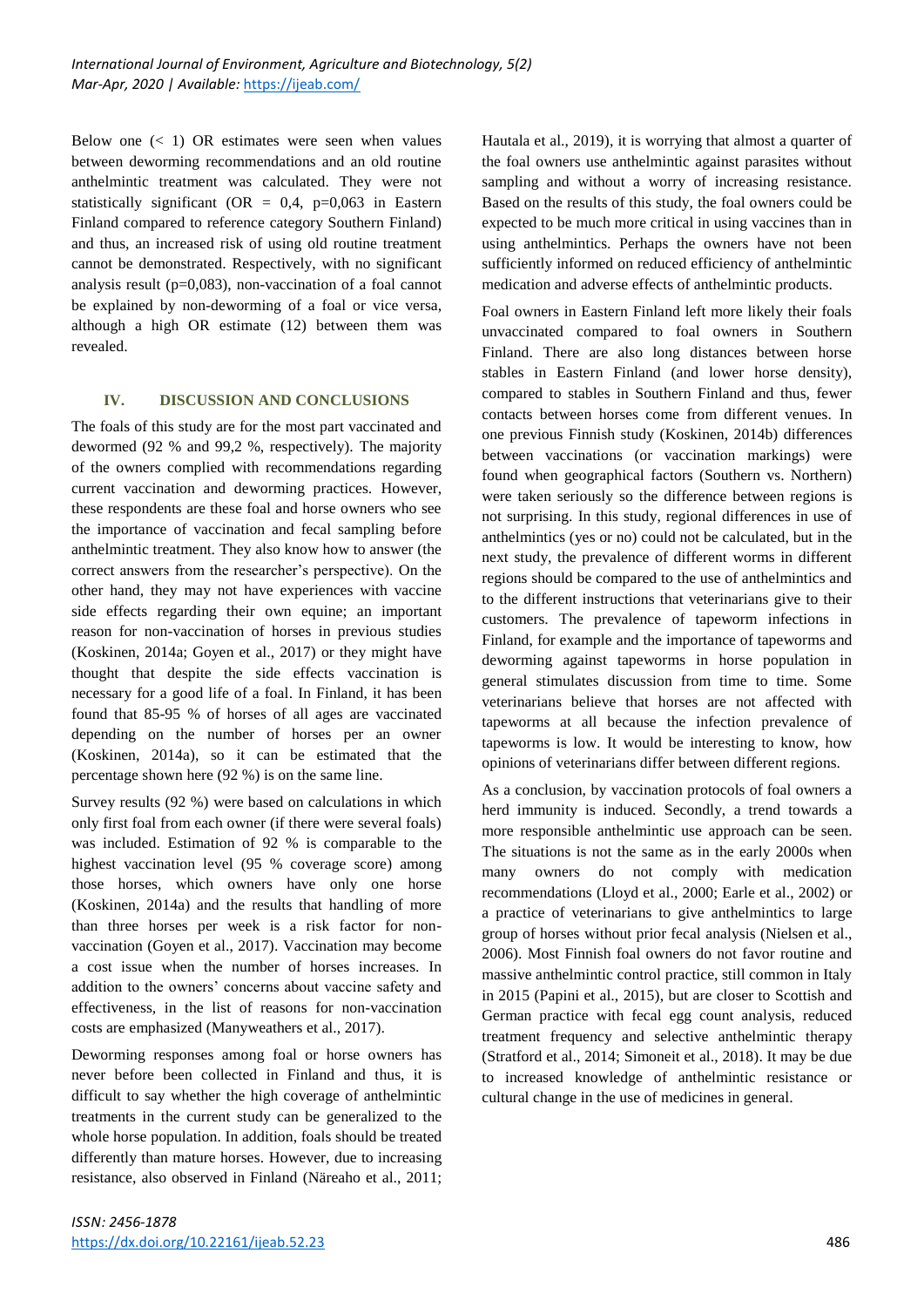Below one (< 1) OR estimates were seen when values between deworming recommendations and an old routine anthelmintic treatment was calculated. They were not statistically significant (OR = 0,4, p=0,063 in Eastern Finland compared to reference category Southern Finland) and thus, an increased risk of using old routine treatment cannot be demonstrated. Respectively, with no significant analysis result (p=0,083), non-vaccination of a foal cannot be explained by non-deworming of a foal or vice versa, although a high OR estimate (12) between them was revealed.

## IV. DISCUSSION AND CONCLUSIONS

The foals of this study are for the most part vaccinated and dewormed (92 % and 99,2 %, respectively). The majority of the owners complied with recommendations regarding current vaccination and deworming practices. However, these respondents are these foal and horse owners who see the importance of vaccination and fecal sampling before anthelmintic treatment. They also know how to answer (the correct answers from the researcher's perspective). On the other hand, they may not have experiences with vaccine side effects regarding their own equine; an important reason for non-vaccination of horses in previous studies (Koskinen, 2014a; Goyen et al., 2017) or they might have thought that despite the side effects vaccination is necessary for a good life of a foal. In Finland, it has been found that 85-95 % of horses of all ages are vaccinated depending on the number of horses per an owner (Koskinen, 2014a), so it can be estimated that the percentage shown here (92 %) is on the same line.

Survey results (92 %) were based on calculations in which only first foal from each owner (if there were several foals) was included. Estimation of 92 % is comparable to the highest vaccination level (95 % coverage score) among those horses, which owners have only one horse (Koskinen, 2014a) and the results that handling of more than three horses per week is a risk factor for non-vaccination (Goyen et al., 2017). Vaccination may become a cost issue when the number of horses increases. In addition to the owners' concerns about vaccine safety and effectiveness, in the list of reasons for non-vaccination costs are emphasized (Manyweathers et al., 2017).

Deworming responses among foal or horse owners has never before been collected in Finland and thus, it is difficult to say whether the high coverage of anthelmintic treatments in the current study can be generalized to the whole horse population. In addition, foals should be treated differently than mature horses. However, due to increasing resistance, also observed in Finland (Näreaho et al., 2011; Hautala et al., 2019), it is worrying that almost a quarter of the foal owners use anthelmintic against parasites without sampling and without a worry of increasing resistance. Based on the results of this study, the foal owners could be expected to be much more critical in using vaccines than in using anthelmintics. Perhaps the owners have not been sufficiently informed on reduced efficiency of anthelmintic medication and adverse effects of anthelmintic products.

Foal owners in Eastern Finland left more likely their foals unvaccinated compared to foal owners in Southern Finland. There are also long distances between horse stables in Eastern Finland (and lower horse density), compared to stables in Southern Finland and thus, fewer contacts between horses come from different venues. In one previous Finnish study (Koskinen, 2014b) differences between vaccinations (or vaccination markings) were found when geographical factors (Southern vs. Northern) were taken seriously so the difference between regions is not surprising. In this study, regional differences in use of anthelmintics (yes or no) could not be calculated, but in the next study, the prevalence of different worms in different regions should be compared to the use of anthelmintics and to the different instructions that veterinarians give to their customers. The prevalence of tapeworm infections in Finland, for example and the importance of tapeworms and deworming against tapeworms in horse population in general stimulates discussion from time to time. Some veterinarians believe that horses are not affected with tapeworms at all because the infection prevalence of tapeworms is low. It would be interesting to know, how opinions of veterinarians differ between different regions.

As a conclusion, by vaccination protocols of foal owners a herd immunity is induced. Secondly, a trend towards a more responsible anthelmintic use approach can be seen. The situations is not the same as in the early 2000s when many owners do not comply with medication recommendations (Lloyd et al., 2000; Earle et al., 2002) or a practice of veterinarians to give anthelmintics to large group of horses without prior fecal analysis (Nielsen et al., 2006). Most Finnish foal owners do not favor routine and massive anthelmintic control practice, still common in Italy in 2015 (Papini et al., 2015), but are closer to Scottish and German practice with fecal egg count analysis, reduced treatment frequency and selective anthelmintic therapy (Stratford et al., 2014; Simoneit et al., 2018). It may be due to increased knowledge of anthelmintic resistance or cultural change in the use of medicines in general.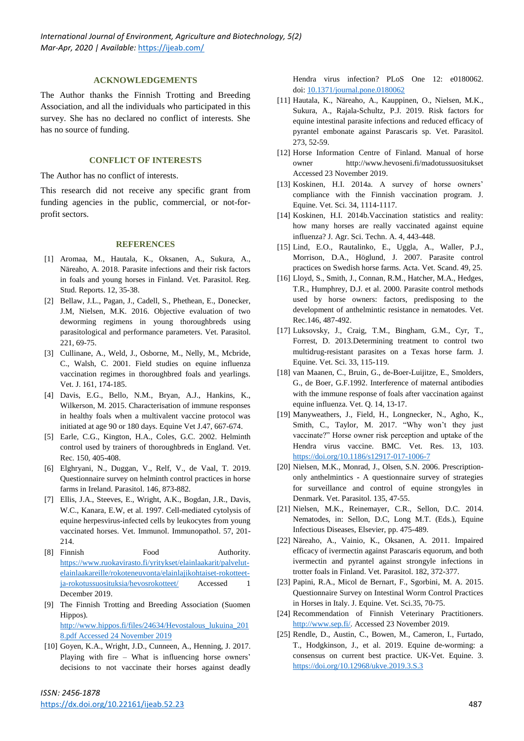## ACKNOWLEDGEMENTS

The Author thanks the Finnish Trotting and Breeding Association, and all the individuals who participated in this survey. She has no declared no conflict of interests. She has no source of funding.

## CONFLICT OF INTERESTS

The Author has no conflict of interests.

This research did not receive any specific grant from funding agencies in the public, commercial, or not-for-profit sectors.

## REFERENCES

[1] Aromaa, M., Hautala, K., Oksanen, A., Sukura, A., Näreaho, A. 2018. Parasite infections and their risk factors in foals and young horses in Finland. Vet. Parasitol. Reg. Stud. Reports. 12, 35-38.

[2] Bellaw, J.L., Pagan, J., Cadell, S., Phethean, E., Donecker, J.M, Nielsen, M.K. 2016. Objective evaluation of two deworming regimens in young thoroughbreds using parasitological and performance parameters. Vet. Parasitol. 221, 69-75.

[3] Cullinane, A., Weld, J., Osborne, M., Nelly, M., Mcbride, C., Walsh, C. 2001. Field studies on equine influenza vaccination regimes in thoroughbred foals and yearlings. Vet. J. 161, 174-185.

[4] Davis, E.G., Bello, N.M., Bryan, A.J., Hankins, K., Wilkerson, M. 2015. Characterisation of immune responses in healthy foals when a multivalent vaccine protocol was initiated at age 90 or 180 days. Equine Vet J.47, 667-674.

[5] Earle, C.G., Kington, H.A., Coles, G.C. 2002. Helminth control used by trainers of thoroughbreds in England. Vet. Rec. 150, 405-408.

[6] Elghryani, N., Duggan, V., Relf, V., de Vaal, T. 2019. Questionnaire survey on helminth control practices in horse farms in Ireland. Parasitol. 146, 873-882.

[7] Ellis, J.A., Steeves, E., Wright, A.K., Bogdan, J.R., Davis, W.C., Kanara, E.W, et al. 1997. Cell-mediated cytolysis of equine herpesvirus-infected cells by leukocytes from young vaccinated horses. Vet. Immunol. Immunopathol. 57, 201-214.

[8] Finnish Food Authority. https://www.ruokavirasto.fi/yritykset/elainlaakarit/palvelut-elainlaakareille/rokoteneuvonta/elainlajikohtaiset-rokotteet-ja-rokotussuosituksia/hevosrokotteet/ Accessed 1 December 2019.

[9] The Finnish Trotting and Breeding Association (Suomen Hippos). http://www.hippos.fi/files/24634/Hevostalous_lukuina_2018.pdf Accessed 24 November 2019

[10] Goyen, K.A., Wright, J.D., Cunneen, A., Henning, J. 2017. Playing with fire – What is influencing horse owners' decisions to not vaccinate their horses against deadly Hendra virus infection? PLoS One 12: e0180062. doi: 10.1371/journal.pone.0180062

[11] Hautala, K., Näreaho, A., Kauppinen, O., Nielsen, M.K., Sukura, A., Rajala-Schultz, P.J. 2019. Risk factors for equine intestinal parasite infections and reduced efficacy of pyrantel embonate against Parascaris sp. Vet. Parasitol. 273, 52-59.

[12] Horse Information Centre of Finland. Manual of horse owner http://www.hevoseni.fi/madotussuositukset Accessed 23 November 2019.

[13] Koskinen, H.I. 2014a. A survey of horse owners' compliance with the Finnish vaccination program. J. Equine. Vet. Sci. 34, 1114-1117.

[14] Koskinen, H.I. 2014b.Vaccination statistics and reality: how many horses are really vaccinated against equine influenza? J. Agr. Sci. Techn. A. 4, 443-448.

[15] Lind, E.O., Rautalinko, E., Uggla, A., Waller, P.J., Morrison, D.A., Höglund, J. 2007. Parasite control practices on Swedish horse farms. Acta. Vet. Scand. 49, 25.

[16] Lloyd, S., Smith, J., Connan, R.M., Hatcher, M.A., Hedges, T.R., Humphrey, D.J. et al. 2000. Parasite control methods used by horse owners: factors, predisposing to the development of anthelmintic resistance in nematodes. Vet. Rec.146, 487-492.

[17] Luksovsky, J., Craig, T.M., Bingham, G.M., Cyr, T., Forrest, D. 2013.Determining treatment to control two multidrug-resistant parasites on a Texas horse farm. J. Equine. Vet. Sci. 33, 115-119.

[18] van Maanen, C., Bruin, G., de-Boer-Luijitze, E., Smolders, G., de Boer, G.F.1992. Interference of maternal antibodies with the immune response of foals after vaccination against equine influenza. Vet. Q. 14, 13-17.

[19] Manyweathers, J., Field, H., Longnecker, N., Agho, K., Smith, C., Taylor, M. 2017. "Why won't they just vaccinate?" Horse owner risk perception and uptake of the Hendra virus vaccine. BMC. Vet. Res. 13, 103. https://doi.org/10.1186/s12917-017-1006-7

[20] Nielsen, M.K., Monrad, J., Olsen, S.N. 2006. Prescription-only anthelmintics - A questionnaire survey of strategies for surveillance and control of equine strongyles in Denmark. Vet. Parasitol. 135, 47-55.

[21] Nielsen, M.K., Reinemayer, C.R., Sellon, D.C. 2014. Nematodes, in: Sellon, D.C, Long M.T. (Eds.), Equine Infectious Diseases, Elsevier, pp. 475-489.

[22] Näreaho, A., Vainio, K., Oksanen, A. 2011. Impaired efficacy of ivermectin against Parascaris equorum, and both ivermectin and pyrantel against strongyle infections in trotter foals in Finland. Vet. Parasitol. 182, 372-377.

[23] Papini, R.A., Micol de Bernart, F., Sgorbini, M. A. 2015. Questionnaire Survey on Intestinal Worm Control Practices in Horses in Italy. J. Equine. Vet. Sci.35, 70-75.

[24] Recommendation of Finnish Veterinary Practitioners. http://www.sep.fi/. Accessed 23 November 2019.

[25] Rendle, D., Austin, C., Bowen, M., Cameron, I., Furtado, T., Hodgkinson, J., et al. 2019. Equine de-worming: a consensus on current best practice. UK-Vet. Equine. 3. https://doi.org/10.12968/ukve.2019.3.S.3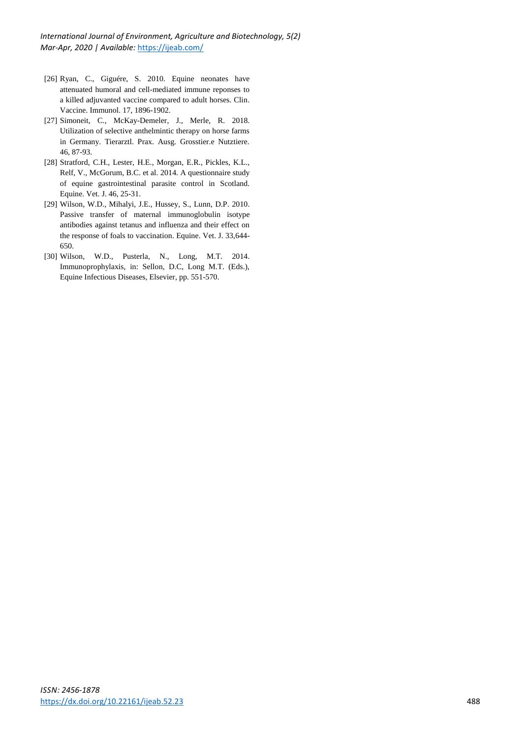[26] Ryan, C., Giguére, S. 2010. Equine neonates have attenuated humoral and cell-mediated immune reponses to a killed adjuvanted vaccine compared to adult horses. Clin. Vaccine. Immunol. 17, 1896-1902.

[27] Simoneit, C., McKay-Demeler, J., Merle, R. 2018. Utilization of selective anthelmintic therapy on horse farms in Germany. Tierarztl. Prax. Ausg. Grosstier.e Nutztiere. 46, 87-93.

[28] Stratford, C.H., Lester, H.E., Morgan, E.R., Pickles, K.L., Relf, V., McGorum, B.C. et al. 2014. A questionnaire study of equine gastrointestinal parasite control in Scotland. Equine. Vet. J. 46, 25-31.

[29] Wilson, W.D., Mihalyi, J.E., Hussey, S., Lunn, D.P. 2010. Passive transfer of maternal immunoglobulin isotype antibodies against tetanus and influenza and their effect on the response of foals to vaccination. Equine. Vet. J. 33,644-650.

[30] Wilson, W.D., Pusterla, N., Long, M.T. 2014. Immunoprophylaxis, in: Sellon, D.C, Long M.T. (Eds.), Equine Infectious Diseases, Elsevier, pp. 551-570.